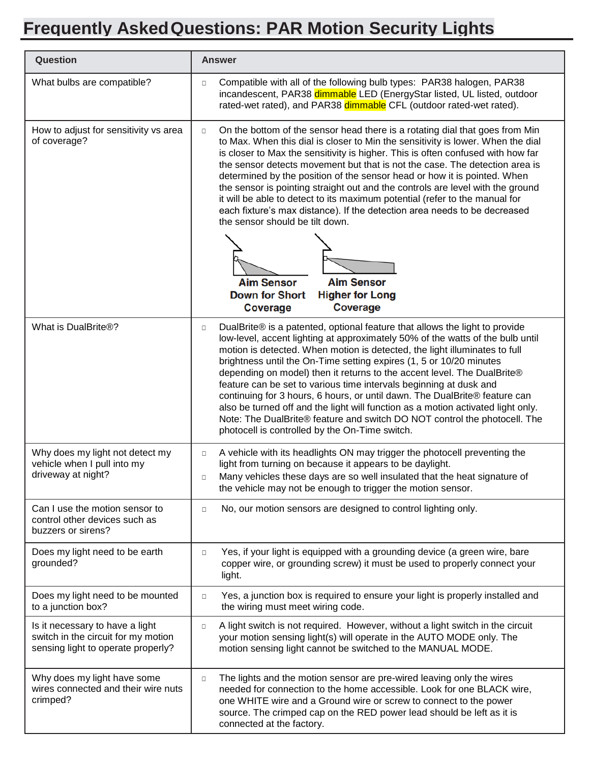# Frequently Asked Questions: PAR Motion Security Lights

| Question | Answer |
| --- | --- |
| What bulbs are compatible? | □ Compatible with all of the following bulb types: PAR38 halogen, PAR38 incandescent, PAR38 dimmable LED (EnergyStar listed, UL listed, outdoor rated-wet rated), and PAR38 dimmable CFL (outdoor rated-wet rated). |
| How to adjust for sensitivity vs area of coverage? | □ On the bottom of the sensor head there is a rotating dial that goes from Min to Max. When this dial is closer to Min the sensitivity is lower. When the dial is closer to Max the sensitivity is higher. This is often confused with how far the sensor detects movement but that is not the case. The detection area is determined by the position of the sensor head or how it is pointed. When the sensor is pointing straight out and the controls are level with the ground it will be able to detect to its maximum potential (refer to the manual for each fixture's max distance). If the detection area needs to be decreased the sensor should be tilt down. Aim Sensor Down for Short Coverage / Aim Sensor Higher for Long Coverage |
| What is DualBrite®? | □ DualBrite® is a patented, optional feature that allows the light to provide low-level, accent lighting at approximately 50% of the watts of the bulb until motion is detected. When motion is detected, the light illuminates to full brightness until the On-Time setting expires (1, 5 or 10/20 minutes depending on model) then it returns to the accent level. The DualBrite® feature can be set to various time intervals beginning at dusk and continuing for 3 hours, 6 hours, or until dawn. The DualBrite® feature can also be turned off and the light will function as a motion activated light only. Note: The DualBrite® feature and switch DO NOT control the photocell. The photocell is controlled by the On-Time switch. |
| Why does my light not detect my vehicle when I pull into my driveway at night? | □ A vehicle with its headlights ON may trigger the photocell preventing the light from turning on because it appears to be daylight.<br>□ Many vehicles these days are so well insulated that the heat signature of the vehicle may not be enough to trigger the motion sensor. |
| Can I use the motion sensor to control other devices such as buzzers or sirens? | □ No, our motion sensors are designed to control lighting only. |
| Does my light need to be earth grounded? | □ Yes, if your light is equipped with a grounding device (a green wire, bare copper wire, or grounding screw) it must be used to properly connect your light. |
| Does my light need to be mounted to a junction box? | □ Yes, a junction box is required to ensure your light is properly installed and the wiring must meet wiring code. |
| Is it necessary to have a light switch in the circuit for my motion sensing light to operate properly? | □ A light switch is not required. However, without a light switch in the circuit your motion sensing light(s) will operate in the AUTO MODE only. The motion sensing light cannot be switched to the MANUAL MODE. |
| Why does my light have some wires connected and their wire nuts crimped? | □ The lights and the motion sensor are pre-wired leaving only the wires needed for connection to the home accessible. Look for one BLACK wire, one WHITE wire and a Ground wire or screw to connect to the power source. The crimped cap on the RED power lead should be left as it is connected at the factory. |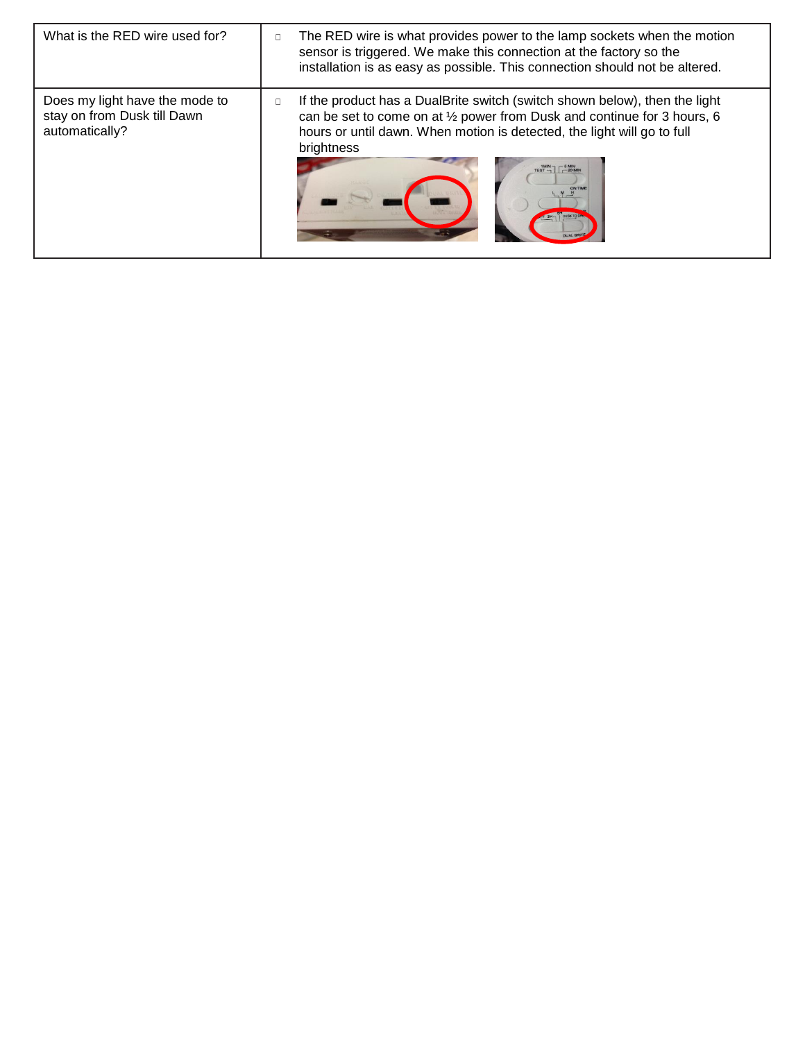| | |
|---|---|
| What is the RED wire used for? | The RED wire is what provides power to the lamp sockets when the motion sensor is triggered. We make this connection at the factory so the installation is as easy as possible. This connection should not be altered. |
| Does my light have the mode to stay on from Dusk till Dawn automatically? | If the product has a DualBrite switch (switch shown below), then the light can be set to come on at ½ power from Dusk and continue for 3 hours, 6 hours or until dawn. When motion is detected, the light will go to full brightness |